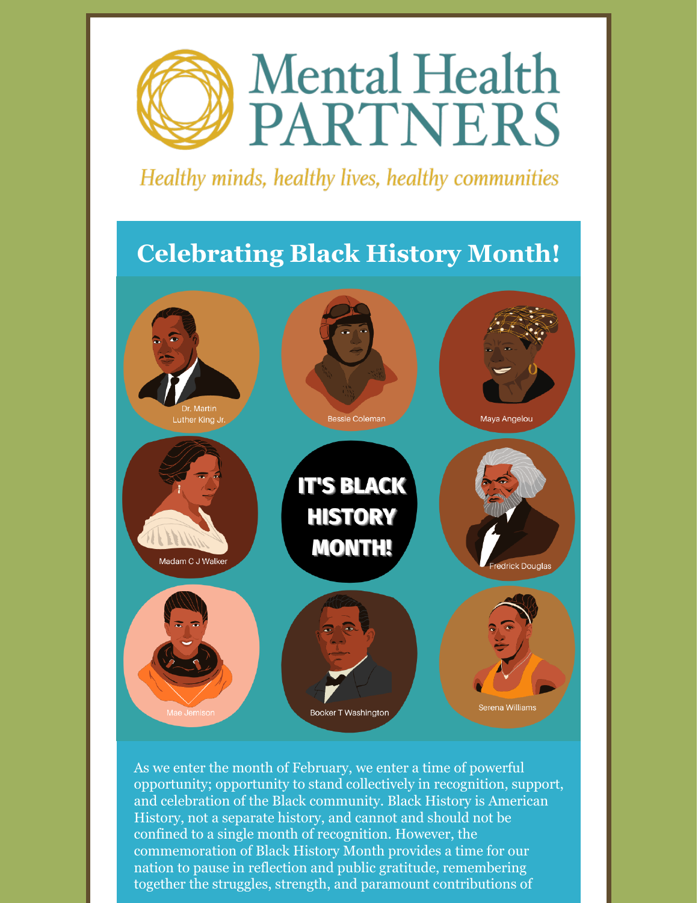# Mental Health PARTNERS

*Healthy minds, healthy lives, healthy communities*

## Celebrating Black History Month!

Dr. Martin Luther King Jr.

Bessie Coleman

Maya Angelou

Madam C J Walker

IT'S BLACK HISTORY MONTH!

Fredrick Douglas

Mae Jemison

Booker T Washington

Serena Williams

As we enter the month of February, we enter a time of powerful opportunity; opportunity to stand collectively in recognition, support, and celebration of the Black community. Black History is American History, not a separate history, and cannot and should not be confined to a single month of recognition. However, the commemoration of Black History Month provides a time for our nation to pause in reflection and public gratitude, remembering together the struggles, strength, and paramount contributions of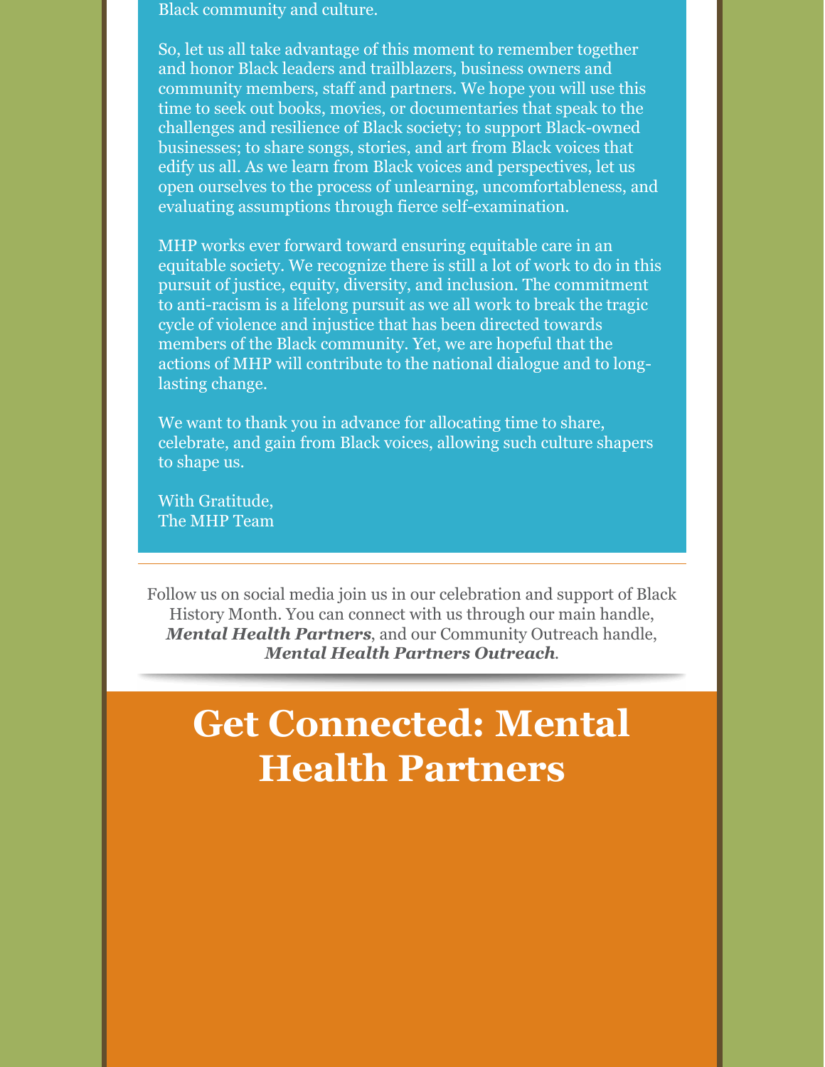Black community and culture.

So, let us all take advantage of this moment to remember together and honor Black leaders and trailblazers, business owners and community members, staff and partners. We hope you will use this time to seek out books, movies, or documentaries that speak to the challenges and resilience of Black society; to support Black-owned businesses; to share songs, stories, and art from Black voices that edify us all. As we learn from Black voices and perspectives, let us open ourselves to the process of unlearning, uncomfortableness, and evaluating assumptions through fierce self-examination.

MHP works ever forward toward ensuring equitable care in an equitable society. We recognize there is still a lot of work to do in this pursuit of justice, equity, diversity, and inclusion. The commitment to anti-racism is a lifelong pursuit as we all work to break the tragic cycle of violence and injustice that has been directed towards members of the Black community. Yet, we are hopeful that the actions of MHP will contribute to the national dialogue and to long-lasting change.

We want to thank you in advance for allocating time to share, celebrate, and gain from Black voices, allowing such culture shapers to shape us.

With Gratitude,
The MHP Team

---

Follow us on social media join us in our celebration and support of Black History Month. You can connect with us through our main handle, ***Mental Health Partners***, and our Community Outreach handle, ***Mental Health Partners Outreach***.

# Get Connected: Mental Health Partners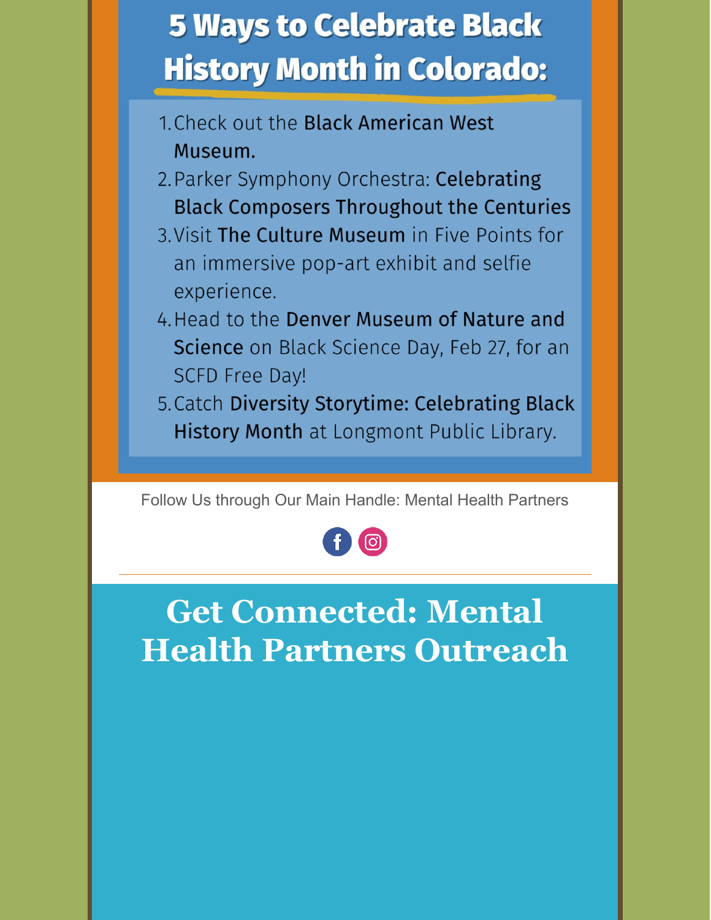# 5 Ways to Celebrate Black History Month in Colorado:

1. Check out the **Black American West Museum.**
2. Parker Symphony Orchestra: **Celebrating Black Composers Throughout the Centuries**
3. Visit **The Culture Museum** in Five Points for an immersive pop-art exhibit and selfie experience.
4. Head to the **Denver Museum of Nature and Science** on Black Science Day, Feb 27, for an SCFD Free Day!
5. Catch **Diversity Storytime: Celebrating Black History Month** at Longmont Public Library.

Follow Us through Our Main Handle: Mental Health Partners

---

# Get Connected: Mental Health Partners Outreach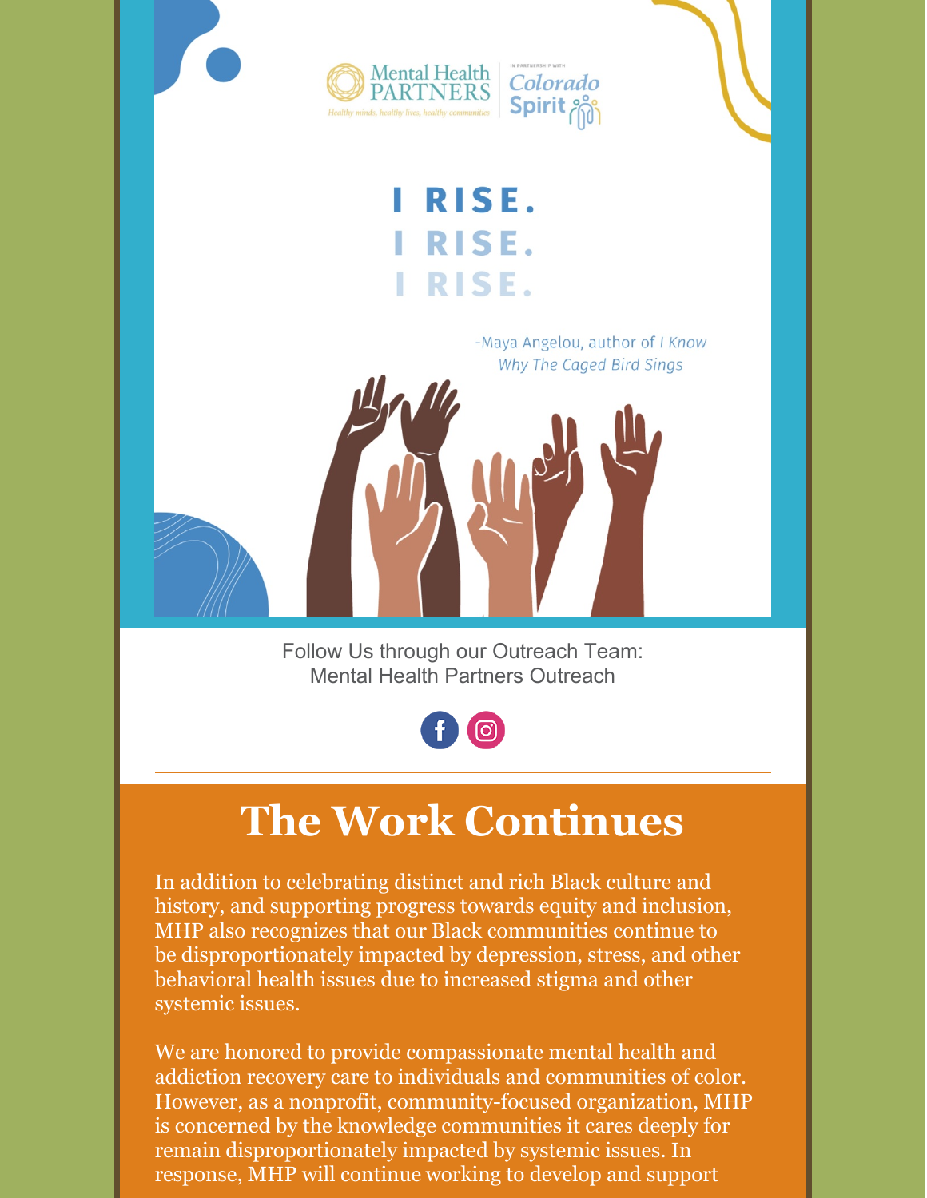Mental Health PARTNERS

*Healthy minds, healthy lives, healthy communities*

IN PARTNERSHIP WITH Colorado Spirit

I RISE.
I RISE.
I RISE.

-Maya Angelou, author of *I Know Why The Caged Bird Sings*

Follow Us through our Outreach Team:
Mental Health Partners Outreach

# The Work Continues

In addition to celebrating distinct and rich Black culture and history, and supporting progress towards equity and inclusion, MHP also recognizes that our Black communities continue to be disproportionately impacted by depression, stress, and other behavioral health issues due to increased stigma and other systemic issues.

We are honored to provide compassionate mental health and addiction recovery care to individuals and communities of color. However, as a nonprofit, community-focused organization, MHP is concerned by the knowledge communities it cares deeply for remain disproportionately impacted by systemic issues. In response, MHP will continue working to develop and support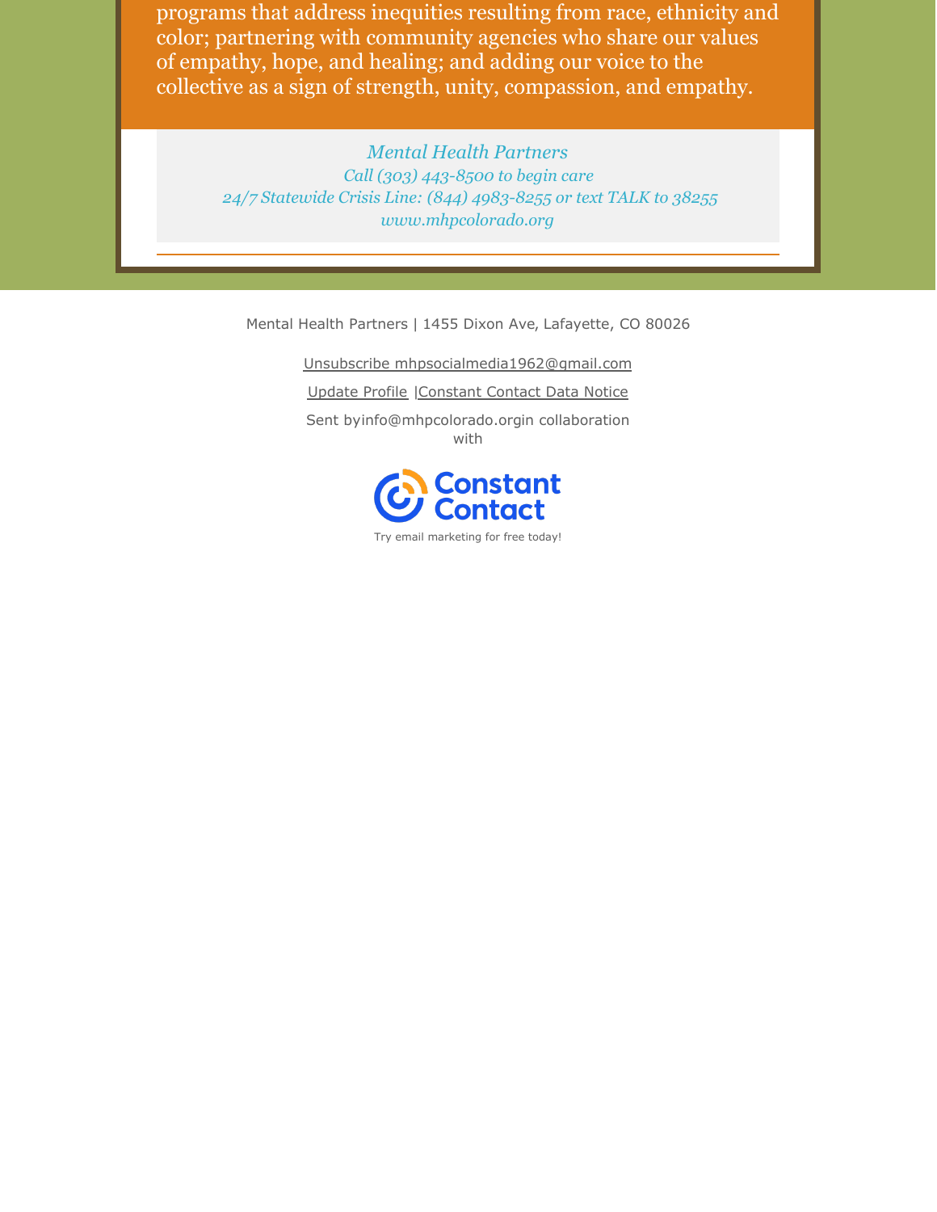programs that address inequities resulting from race, ethnicity and color; partnering with community agencies who share our values of empathy, hope, and healing; and adding our voice to the collective as a sign of strength, unity, compassion, and empathy.

*Mental Health Partners*
*Call (303) 443-8500 to begin care*
*24/7 Statewide Crisis Line: (844) 4983-8255 or text TALK to 38255*
*www.mhpcolorado.org*

---

Mental Health Partners | 1455 Dixon Ave, Lafayette, CO 80026

Unsubscribe mhpsocialmedia1962@gmail.com

Update Profile |Constant Contact Data Notice

Sent byinfo@mhpcolorado.orgin collaboration with

Constant Contact

Try email marketing for free today!